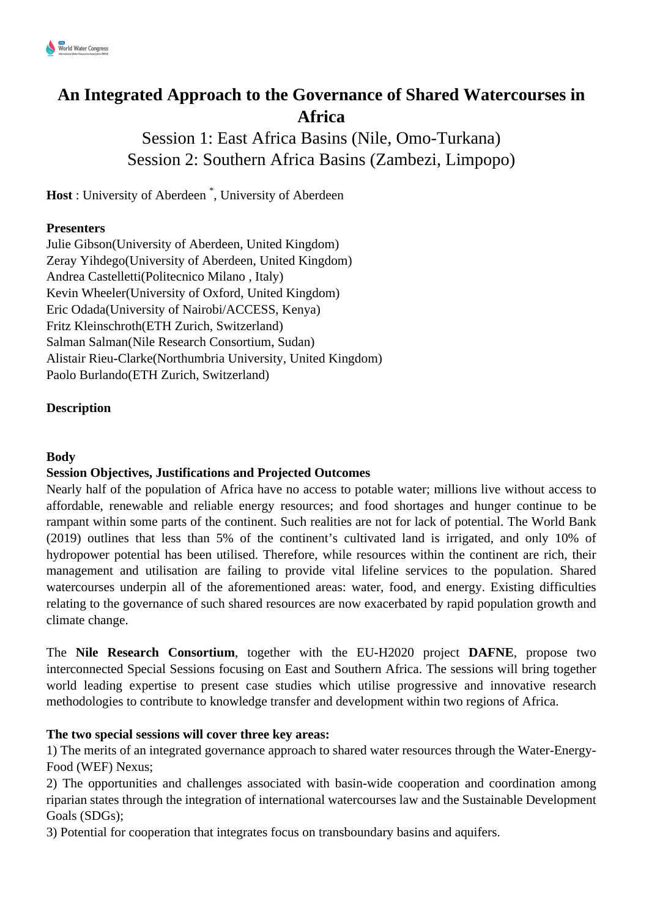# An Integrated Approach to the Governance of Shared Watercourses in Africa

Session 1: East Africa Basins (Nile, Omo-Turkana)
Session 2: Southern Africa Basins (Zambezi, Limpopo)

**Host** : University of Aberdeen *, University of Aberdeen

**Presenters**

Julie Gibson(University of Aberdeen, United Kingdom)
Zeray Yihdego(University of Aberdeen, United Kingdom)
Andrea Castelletti(Politecnico Milano , Italy)
Kevin Wheeler(University of Oxford, United Kingdom)
Eric Odada(University of Nairobi/ACCESS, Kenya)
Fritz Kleinschroth(ETH Zurich, Switzerland)
Salman Salman(Nile Research Consortium, Sudan)
Alistair Rieu-Clarke(Northumbria University, United Kingdom)
Paolo Burlando(ETH Zurich, Switzerland)

**Description**

**Body**

**Session Objectives, Justifications and Projected Outcomes**

Nearly half of the population of Africa have no access to potable water; millions live without access to affordable, renewable and reliable energy resources; and food shortages and hunger continue to be rampant within some parts of the continent. Such realities are not for lack of potential. The World Bank (2019) outlines that less than 5% of the continent's cultivated land is irrigated, and only 10% of hydropower potential has been utilised. Therefore, while resources within the continent are rich, their management and utilisation are failing to provide vital lifeline services to the population. Shared watercourses underpin all of the aforementioned areas: water, food, and energy. Existing difficulties relating to the governance of such shared resources are now exacerbated by rapid population growth and climate change.

The **Nile Research Consortium**, together with the EU-H2020 project **DAFNE**, propose two interconnected Special Sessions focusing on East and Southern Africa. The sessions will bring together world leading expertise to present case studies which utilise progressive and innovative research methodologies to contribute to knowledge transfer and development within two regions of Africa.

**The two special sessions will cover three key areas:**

1) The merits of an integrated governance approach to shared water resources through the Water-Energy-Food (WEF) Nexus;
2) The opportunities and challenges associated with basin-wide cooperation and coordination among riparian states through the integration of international watercourses law and the Sustainable Development Goals (SDGs);
3) Potential for cooperation that integrates focus on transboundary basins and aquifers.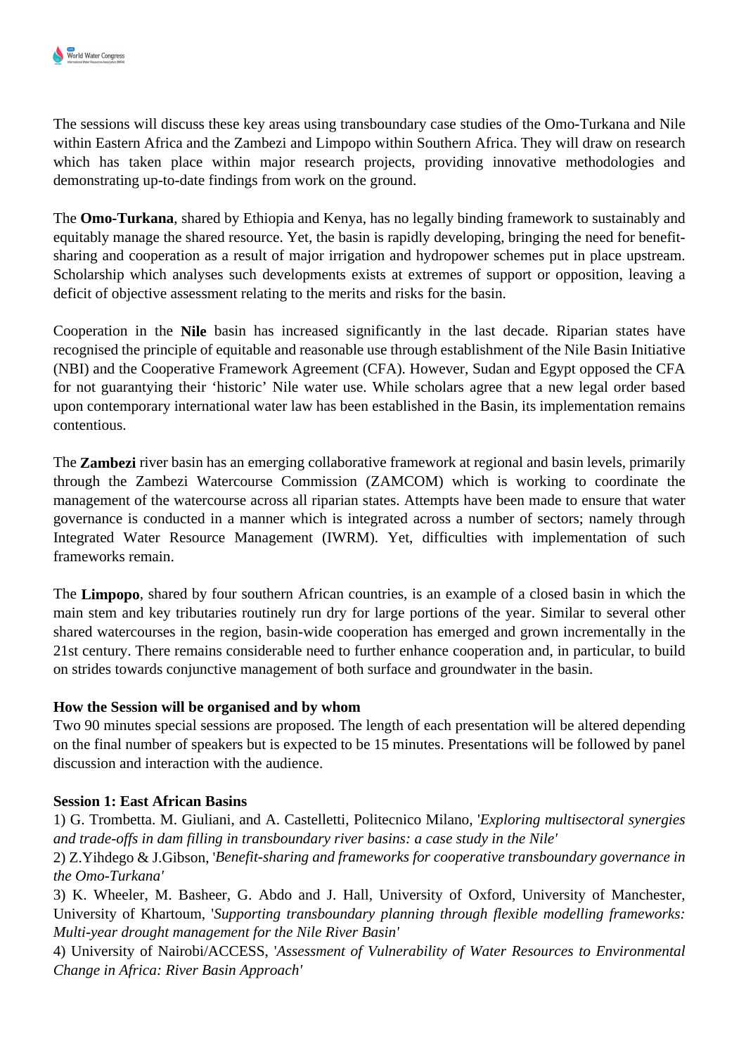The sessions will discuss these key areas using transboundary case studies of the Omo-Turkana and Nile within Eastern Africa and the Zambezi and Limpopo within Southern Africa. They will draw on research which has taken place within major research projects, providing innovative methodologies and demonstrating up-to-date findings from work on the ground.

The **Omo-Turkana**, shared by Ethiopia and Kenya, has no legally binding framework to sustainably and equitably manage the shared resource. Yet, the basin is rapidly developing, bringing the need for benefit-sharing and cooperation as a result of major irrigation and hydropower schemes put in place upstream. Scholarship which analyses such developments exists at extremes of support or opposition, leaving a deficit of objective assessment relating to the merits and risks for the basin.

Cooperation in the **Nile** basin has increased significantly in the last decade. Riparian states have recognised the principle of equitable and reasonable use through establishment of the Nile Basin Initiative (NBI) and the Cooperative Framework Agreement (CFA). However, Sudan and Egypt opposed the CFA for not guarantying their 'historic' Nile water use. While scholars agree that a new legal order based upon contemporary international water law has been established in the Basin, its implementation remains contentious.

The **Zambezi** river basin has an emerging collaborative framework at regional and basin levels, primarily through the Zambezi Watercourse Commission (ZAMCOM) which is working to coordinate the management of the watercourse across all riparian states. Attempts have been made to ensure that water governance is conducted in a manner which is integrated across a number of sectors; namely through Integrated Water Resource Management (IWRM). Yet, difficulties with implementation of such frameworks remain.

The **Limpopo**, shared by four southern African countries, is an example of a closed basin in which the main stem and key tributaries routinely run dry for large portions of the year. Similar to several other shared watercourses in the region, basin-wide cooperation has emerged and grown incrementally in the 21st century. There remains considerable need to further enhance cooperation and, in particular, to build on strides towards conjunctive management of both surface and groundwater in the basin.

**How the Session will be organised and by whom**

Two 90 minutes special sessions are proposed. The length of each presentation will be altered depending on the final number of speakers but is expected to be 15 minutes. Presentations will be followed by panel discussion and interaction with the audience.

**Session 1: East African Basins**

1) G. Trombetta. M. Giuliani, and A. Castelletti, Politecnico Milano, '*Exploring multisectoral synergies and trade-offs in dam filling in transboundary river basins: a case study in the Nile'*

2) Z.Yihdego & J.Gibson, '*Benefit-sharing and frameworks for cooperative transboundary governance in the Omo-Turkana'*

3) K. Wheeler, M. Basheer, G. Abdo and J. Hall, University of Oxford, University of Manchester, University of Khartoum, '*Supporting transboundary planning through flexible modelling frameworks: Multi-year drought management for the Nile River Basin'*

4) University of Nairobi/ACCESS, '*Assessment of Vulnerability of Water Resources to Environmental Change in Africa: River Basin Approach'*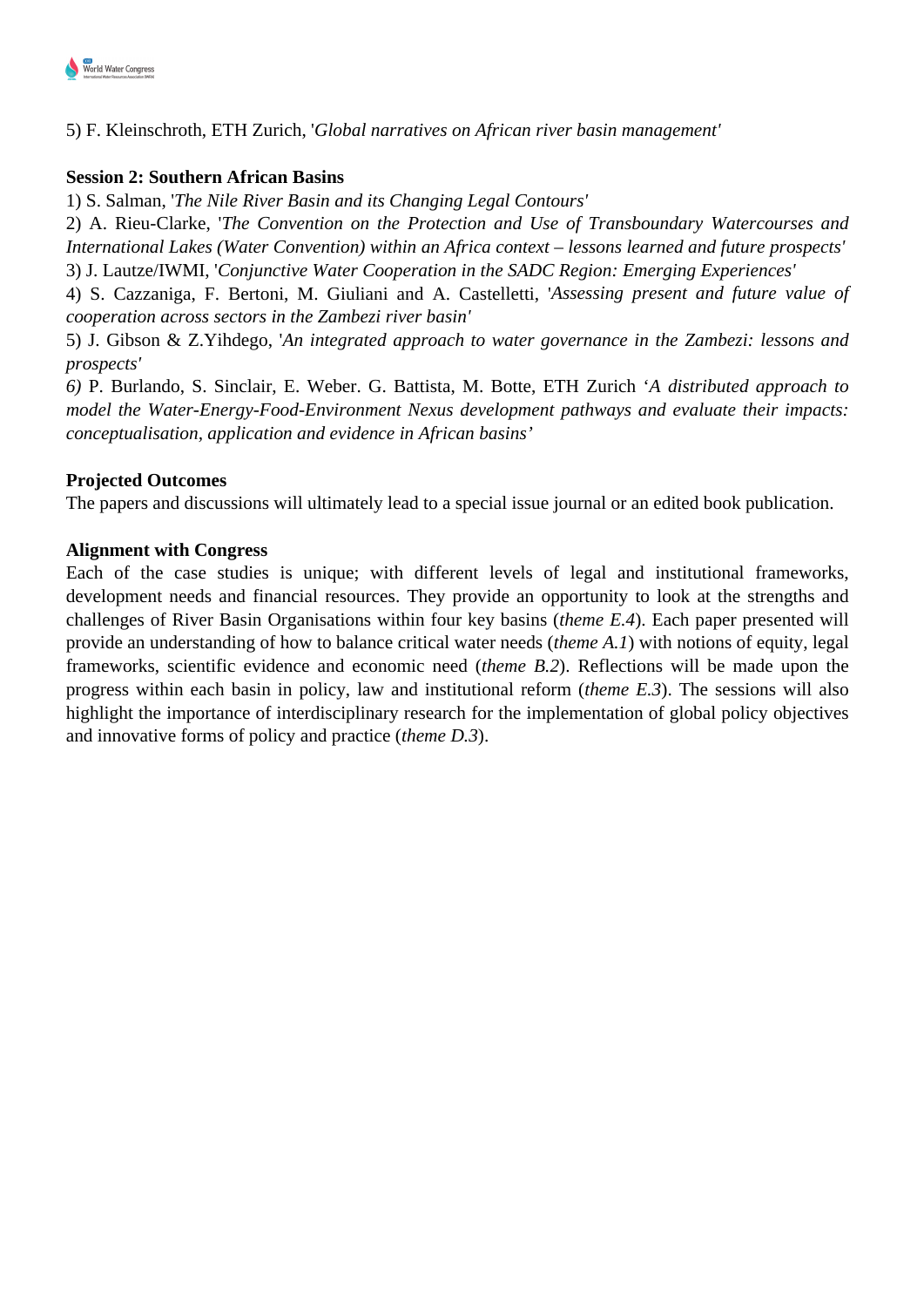5) F. Kleinschroth, ETH Zurich, '*Global narratives on African river basin management'*

**Session 2: Southern African Basins**

1) S. Salman, '*The Nile River Basin and its Changing Legal Contours'*

2) A. Rieu-Clarke, '*The Convention on the Protection and Use of Transboundary Watercourses and International Lakes (Water Convention) within an Africa context – lessons learned and future prospects'*

3) J. Lautze/IWMI, '*Conjunctive Water Cooperation in the SADC Region: Emerging Experiences'*

4) S. Cazzaniga, F. Bertoni, M. Giuliani and A. Castelletti, '*Assessing present and future value of cooperation across sectors in the Zambezi river basin'*

5) J. Gibson & Z.Yihdego, '*An integrated approach to water governance in the Zambezi: lessons and prospects'*

*6)* P. Burlando, S. Sinclair, E. Weber. G. Battista, M. Botte, ETH Zurich '*A distributed approach to model the Water-Energy-Food-Environment Nexus development pathways and evaluate their impacts: conceptualisation, application and evidence in African basins'*

**Projected Outcomes**

The papers and discussions will ultimately lead to a special issue journal or an edited book publication.

**Alignment with Congress**

Each of the case studies is unique; with different levels of legal and institutional frameworks, development needs and financial resources. They provide an opportunity to look at the strengths and challenges of River Basin Organisations within four key basins (*theme E.4*). Each paper presented will provide an understanding of how to balance critical water needs (*theme A.1*) with notions of equity, legal frameworks, scientific evidence and economic need (*theme B.2*). Reflections will be made upon the progress within each basin in policy, law and institutional reform (*theme E.3*). The sessions will also highlight the importance of interdisciplinary research for the implementation of global policy objectives and innovative forms of policy and practice (*theme D.3*).